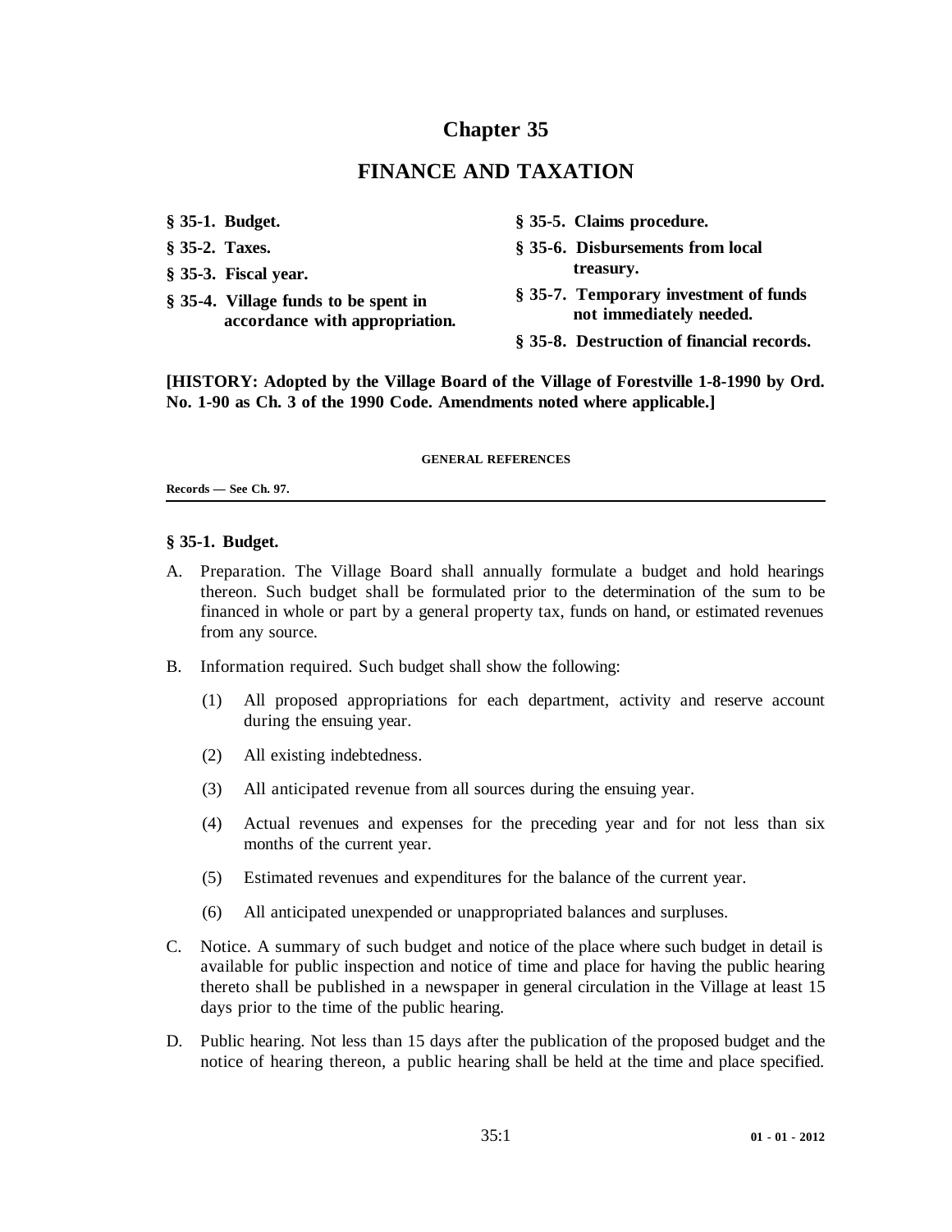# Chapter 35

# FINANCE AND TAXATION

**§ 35-1. Budget.**

**§ 35-2. Taxes.**

**§ 35-3. Fiscal year.**

**§ 35-4. Village funds to be spent in accordance with appropriation.**

**§ 35-5. Claims procedure.**

**§ 35-6. Disbursements from local treasury.**

**§ 35-7. Temporary investment of funds not immediately needed.**

**§ 35-8. Destruction of financial records.**

**[HISTORY: Adopted by the Village Board of the Village of Forestville 1-8-1990 by Ord. No. 1-90 as Ch. 3 of the 1990 Code. Amendments noted where applicable.]**

**GENERAL REFERENCES**

**Records — See Ch. 97.**

---

### § 35-1. Budget.

A. Preparation. The Village Board shall annually formulate a budget and hold hearings thereon. Such budget shall be formulated prior to the determination of the sum to be financed in whole or part by a general property tax, funds on hand, or estimated revenues from any source.

B. Information required. Such budget shall show the following:

   (1) All proposed appropriations for each department, activity and reserve account during the ensuing year.

   (2) All existing indebtedness.

   (3) All anticipated revenue from all sources during the ensuing year.

   (4) Actual revenues and expenses for the preceding year and for not less than six months of the current year.

   (5) Estimated revenues and expenditures for the balance of the current year.

   (6) All anticipated unexpended or unappropriated balances and surpluses.

C. Notice. A summary of such budget and notice of the place where such budget in detail is available for public inspection and notice of time and place for having the public hearing thereto shall be published in a newspaper in general circulation in the Village at least 15 days prior to the time of the public hearing.

D. Public hearing. Not less than 15 days after the publication of the proposed budget and the notice of hearing thereon, a public hearing shall be held at the time and place specified.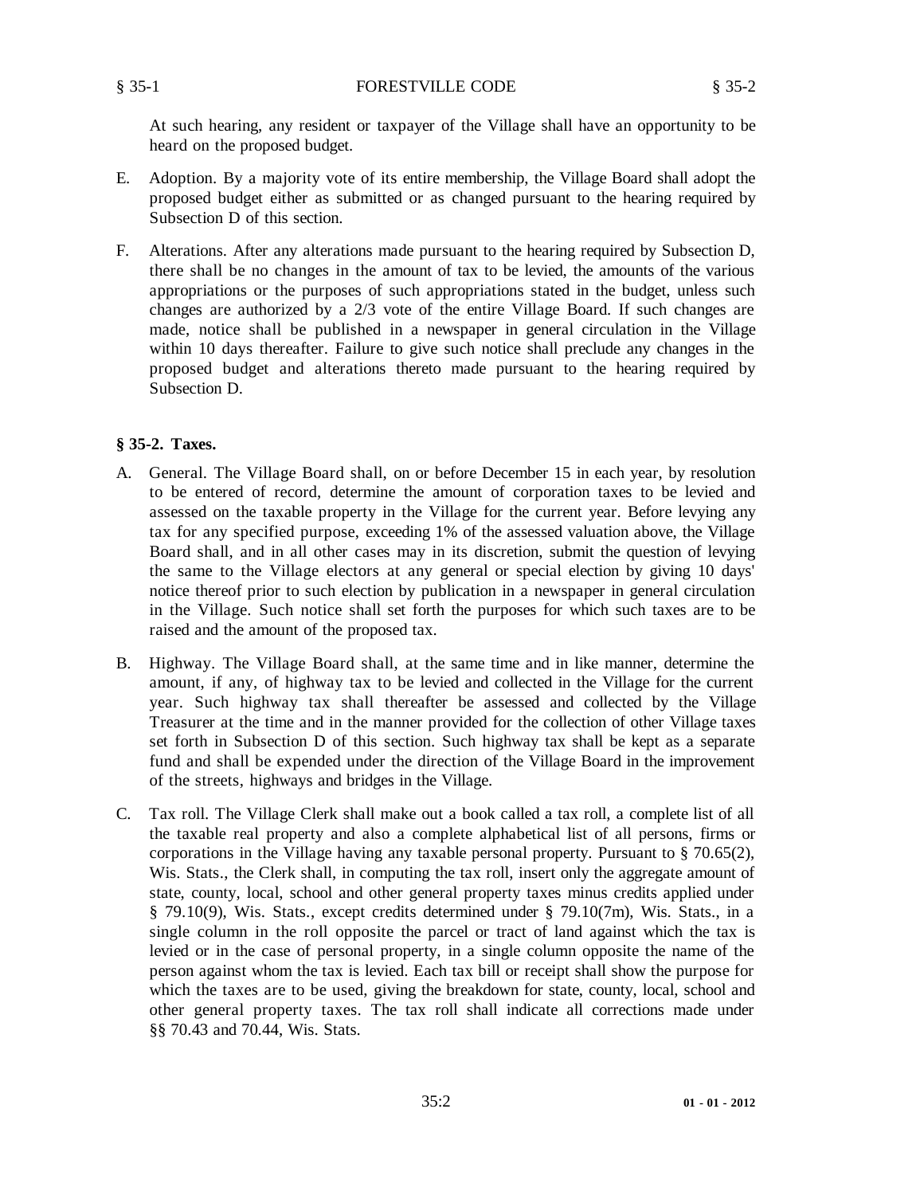At such hearing, any resident or taxpayer of the Village shall have an opportunity to be heard on the proposed budget.

E. Adoption. By a majority vote of its entire membership, the Village Board shall adopt the proposed budget either as submitted or as changed pursuant to the hearing required by Subsection D of this section.

F. Alterations. After any alterations made pursuant to the hearing required by Subsection D, there shall be no changes in the amount of tax to be levied, the amounts of the various appropriations or the purposes of such appropriations stated in the budget, unless such changes are authorized by a 2/3 vote of the entire Village Board. If such changes are made, notice shall be published in a newspaper in general circulation in the Village within 10 days thereafter. Failure to give such notice shall preclude any changes in the proposed budget and alterations thereto made pursuant to the hearing required by Subsection D.

### § 35-2. Taxes.

A. General. The Village Board shall, on or before December 15 in each year, by resolution to be entered of record, determine the amount of corporation taxes to be levied and assessed on the taxable property in the Village for the current year. Before levying any tax for any specified purpose, exceeding 1% of the assessed valuation above, the Village Board shall, and in all other cases may in its discretion, submit the question of levying the same to the Village electors at any general or special election by giving 10 days' notice thereof prior to such election by publication in a newspaper in general circulation in the Village. Such notice shall set forth the purposes for which such taxes are to be raised and the amount of the proposed tax.

B. Highway. The Village Board shall, at the same time and in like manner, determine the amount, if any, of highway tax to be levied and collected in the Village for the current year. Such highway tax shall thereafter be assessed and collected by the Village Treasurer at the time and in the manner provided for the collection of other Village taxes set forth in Subsection D of this section. Such highway tax shall be kept as a separate fund and shall be expended under the direction of the Village Board in the improvement of the streets, highways and bridges in the Village.

C. Tax roll. The Village Clerk shall make out a book called a tax roll, a complete list of all the taxable real property and also a complete alphabetical list of all persons, firms or corporations in the Village having any taxable personal property. Pursuant to § 70.65(2), Wis. Stats., the Clerk shall, in computing the tax roll, insert only the aggregate amount of state, county, local, school and other general property taxes minus credits applied under § 79.10(9), Wis. Stats., except credits determined under § 79.10(7m), Wis. Stats., in a single column in the roll opposite the parcel or tract of land against which the tax is levied or in the case of personal property, in a single column opposite the name of the person against whom the tax is levied. Each tax bill or receipt shall show the purpose for which the taxes are to be used, giving the breakdown for state, county, local, school and other general property taxes. The tax roll shall indicate all corrections made under §§ 70.43 and 70.44, Wis. Stats.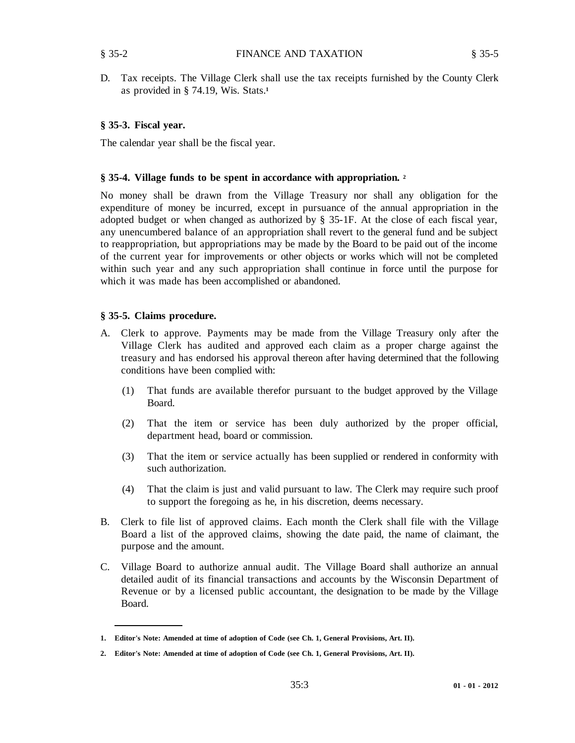D. Tax receipts. The Village Clerk shall use the tax receipts furnished by the County Clerk as provided in § 74.19, Wis. Stats.[1]

### § 35-3. Fiscal year.

The calendar year shall be the fiscal year.

### § 35-4. Village funds to be spent in accordance with appropriation. [2]

No money shall be drawn from the Village Treasury nor shall any obligation for the expenditure of money be incurred, except in pursuance of the annual appropriation in the adopted budget or when changed as authorized by § 35-1F. At the close of each fiscal year, any unencumbered balance of an appropriation shall revert to the general fund and be subject to reappropriation, but appropriations may be made by the Board to be paid out of the income of the current year for improvements or other objects or works which will not be completed within such year and any such appropriation shall continue in force until the purpose for which it was made has been accomplished or abandoned.

### § 35-5. Claims procedure.

A. Clerk to approve. Payments may be made from the Village Treasury only after the Village Clerk has audited and approved each claim as a proper charge against the treasury and has endorsed his approval thereon after having determined that the following conditions have been complied with:

   (1) That funds are available therefor pursuant to the budget approved by the Village Board.

   (2) That the item or service has been duly authorized by the proper official, department head, board or commission.

   (3) That the item or service actually has been supplied or rendered in conformity with such authorization.

   (4) That the claim is just and valid pursuant to law. The Clerk may require such proof to support the foregoing as he, in his discretion, deems necessary.

B. Clerk to file list of approved claims. Each month the Clerk shall file with the Village Board a list of the approved claims, showing the date paid, the name of claimant, the purpose and the amount.

C. Village Board to authorize annual audit. The Village Board shall authorize an annual detailed audit of its financial transactions and accounts by the Wisconsin Department of Revenue or by a licensed public accountant, the designation to be made by the Village Board.

---

**1. Editor's Note: Amended at time of adoption of Code (see Ch. 1, General Provisions, Art. II).**

**2. Editor's Note: Amended at time of adoption of Code (see Ch. 1, General Provisions, Art. II).**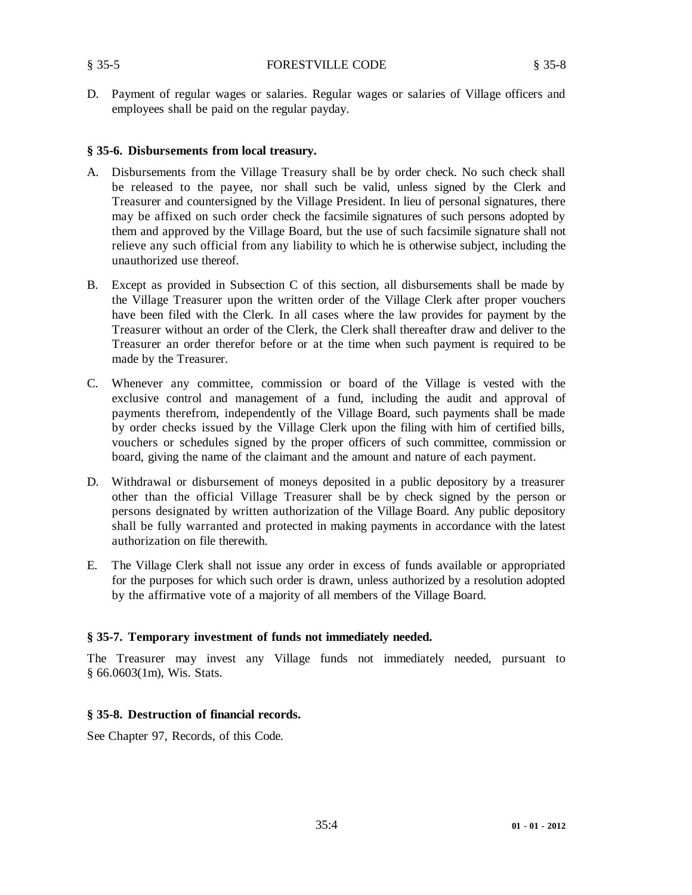D. Payment of regular wages or salaries. Regular wages or salaries of Village officers and employees shall be paid on the regular payday.

### § 35-6. Disbursements from local treasury.

A. Disbursements from the Village Treasury shall be by order check. No such check shall be released to the payee, nor shall such be valid, unless signed by the Clerk and Treasurer and countersigned by the Village President. In lieu of personal signatures, there may be affixed on such order check the facsimile signatures of such persons adopted by them and approved by the Village Board, but the use of such facsimile signature shall not relieve any such official from any liability to which he is otherwise subject, including the unauthorized use thereof.

B. Except as provided in Subsection C of this section, all disbursements shall be made by the Village Treasurer upon the written order of the Village Clerk after proper vouchers have been filed with the Clerk. In all cases where the law provides for payment by the Treasurer without an order of the Clerk, the Clerk shall thereafter draw and deliver to the Treasurer an order therefor before or at the time when such payment is required to be made by the Treasurer.

C. Whenever any committee, commission or board of the Village is vested with the exclusive control and management of a fund, including the audit and approval of payments therefrom, independently of the Village Board, such payments shall be made by order checks issued by the Village Clerk upon the filing with him of certified bills, vouchers or schedules signed by the proper officers of such committee, commission or board, giving the name of the claimant and the amount and nature of each payment.

D. Withdrawal or disbursement of moneys deposited in a public depository by a treasurer other than the official Village Treasurer shall be by check signed by the person or persons designated by written authorization of the Village Board. Any public depository shall be fully warranted and protected in making payments in accordance with the latest authorization on file therewith.

E. The Village Clerk shall not issue any order in excess of funds available or appropriated for the purposes for which such order is drawn, unless authorized by a resolution adopted by the affirmative vote of a majority of all members of the Village Board.

### § 35-7. Temporary investment of funds not immediately needed.

The Treasurer may invest any Village funds not immediately needed, pursuant to § 66.0603(1m), Wis. Stats.

### § 35-8. Destruction of financial records.

See Chapter 97, Records, of this Code.